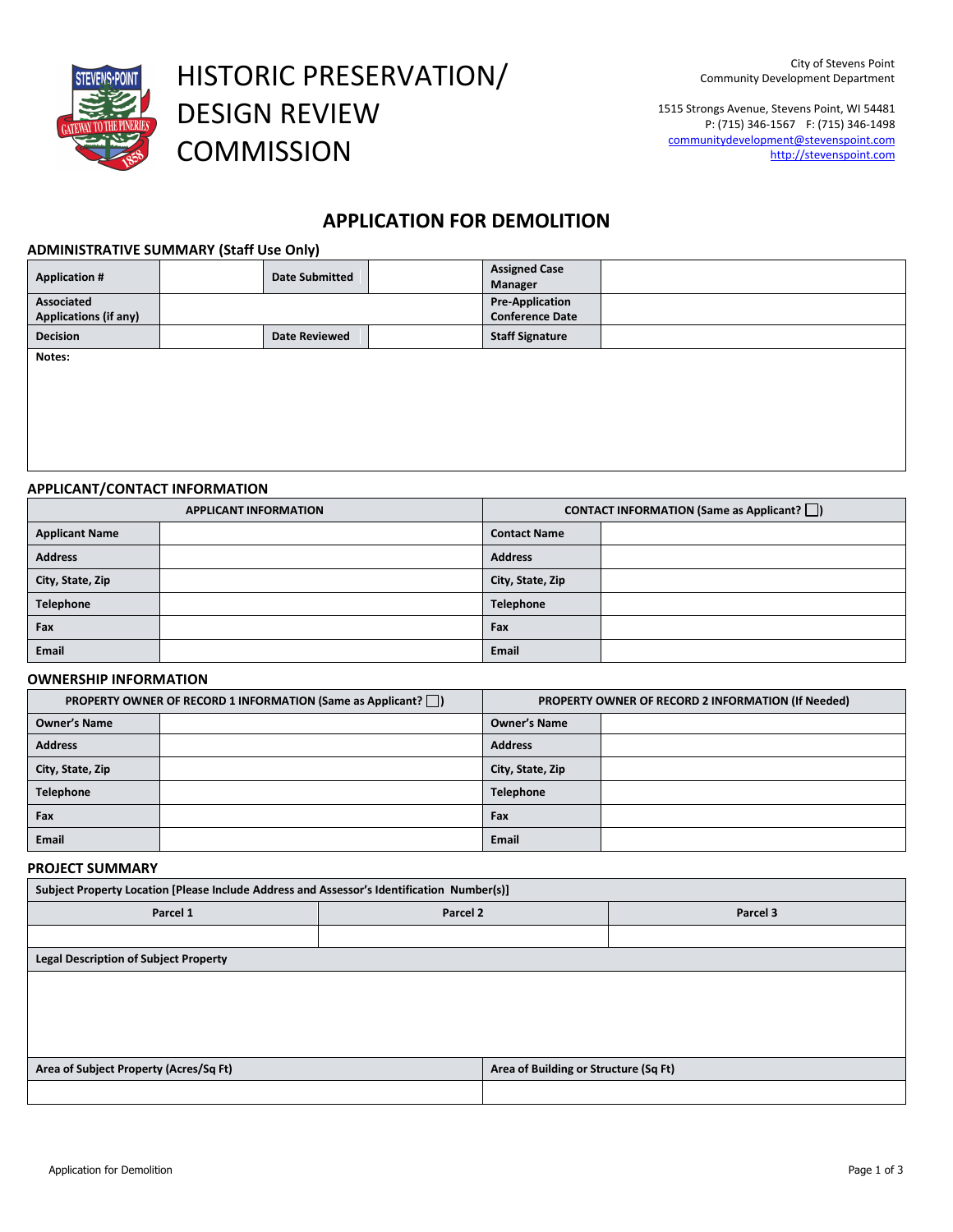# HISTORIC PRESERVATION/ DESIGN REVIEW COMMISSION

City of Stevens Point
Community Development Department

1515 Strongs Avenue, Stevens Point, WI 54481
P: (715) 346-1567 F: (715) 346-1498
communitydevelopment@stevenspoint.com
http://stevenspoint.com

## APPLICATION FOR DEMOLITION

### ADMINISTRATIVE SUMMARY (Staff Use Only)

| Application # | | Date Submitted | | Assigned Case Manager | |
|---|---|---|---|---|---|
| Associated Applications (if any) | | | | Pre-Application Conference Date | |
| Decision | | Date Reviewed | | Staff Signature | |
| Notes: | | | | | |

### APPLICANT/CONTACT INFORMATION

| APPLICANT INFORMATION | | CONTACT INFORMATION (Same as Applicant? ☐) | |
|---|---|---|---|
| Applicant Name | | Contact Name | |
| Address | | Address | |
| City, State, Zip | | City, State, Zip | |
| Telephone | | Telephone | |
| Fax | | Fax | |
| Email | | Email | |

### OWNERSHIP INFORMATION

| PROPERTY OWNER OF RECORD 1 INFORMATION (Same as Applicant? ☐) | | PROPERTY OWNER OF RECORD 2 INFORMATION (If Needed) | |
|---|---|---|---|
| Owner's Name | | Owner's Name | |
| Address | | Address | |
| City, State, Zip | | City, State, Zip | |
| Telephone | | Telephone | |
| Fax | | Fax | |
| Email | | Email | |

### PROJECT SUMMARY

| Subject Property Location [Please Include Address and Assessor's Identification Number(s)] | | |
|---|---|---|
| Parcel 1 | Parcel 2 | Parcel 3 |
| | | |

| Legal Description of Subject Property |
|---|
| |

| Area of Subject Property (Acres/Sq Ft) | Area of Building or Structure (Sq Ft) |
|---|---|
| | |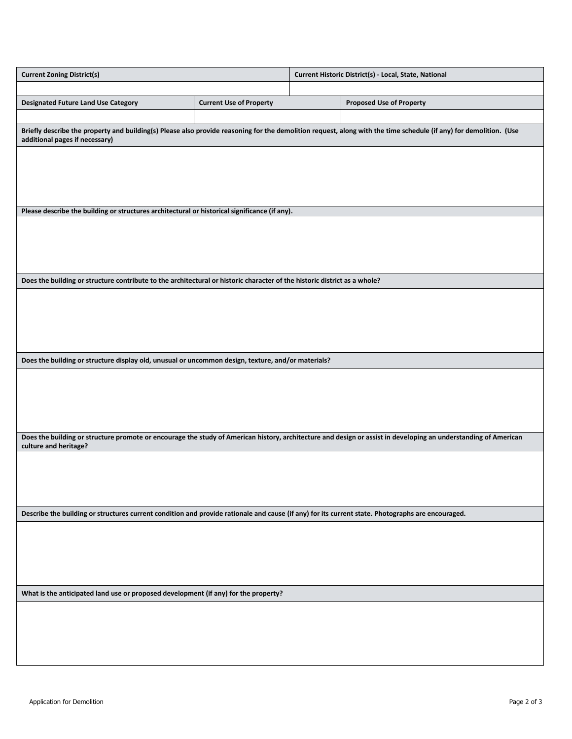| Current Zoning District(s) | Current Historic District(s) - Local, State, National |
| --- | --- |
| | |

| Designated Future Land Use Category | Current Use of Property | Proposed Use of Property |
| --- | --- | --- |
| | | |

**Briefly describe the property and building(s) Please also provide reasoning for the demolition request, along with the time schedule (if any) for demolition. (Use additional pages if necessary)**

**Please describe the building or structures architectural or historical significance (if any).**

**Does the building or structure contribute to the architectural or historic character of the historic district as a whole?**

**Does the building or structure display old, unusual or uncommon design, texture, and/or materials?**

**Does the building or structure promote or encourage the study of American history, architecture and design or assist in developing an understanding of American culture and heritage?**

**Describe the building or structures current condition and provide rationale and cause (if any) for its current state. Photographs are encouraged.**

**What is the anticipated land use or proposed development (if any) for the property?**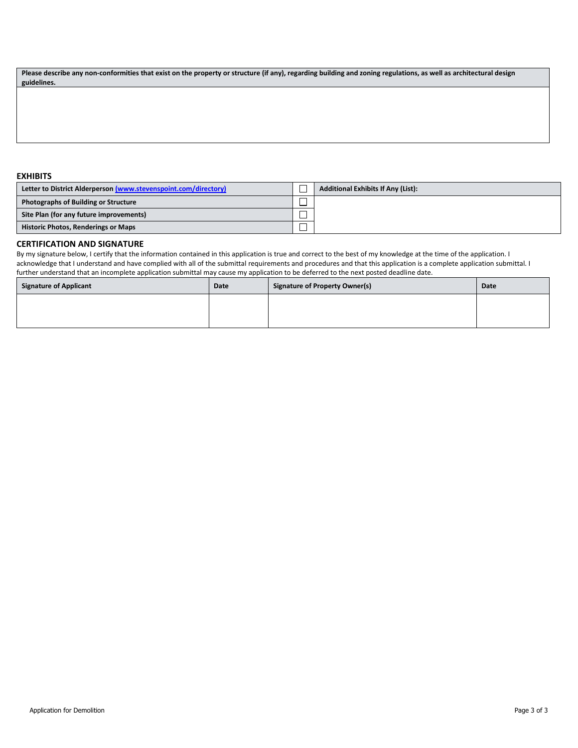| Please describe any non-conformities that exist on the property or structure (if any), regarding building and zoning regulations, as well as architectural design guidelines. |
|---|
| |

## EXHIBITS

| | | |
|---|---|---|
| **Letter to District Alderperson [(www.stevenspoint.com/directory)](www.stevenspoint.com/directory)** | ☐ | **Additional Exhibits If Any (List):** |
| **Photographs of Building or Structure** | ☐ | |
| **Site Plan (for any future improvements)** | ☐ | |
| **Historic Photos, Renderings or Maps** | ☐ | |

## CERTIFICATION AND SIGNATURE

By my signature below, I certify that the information contained in this application is true and correct to the best of my knowledge at the time of the application. I acknowledge that I understand and have complied with all of the submittal requirements and procedures and that this application is a complete application submittal. I further understand that an incomplete application submittal may cause my application to be deferred to the next posted deadline date.

| Signature of Applicant | Date | Signature of Property Owner(s) | Date |
|---|---|---|---|
| | | | |